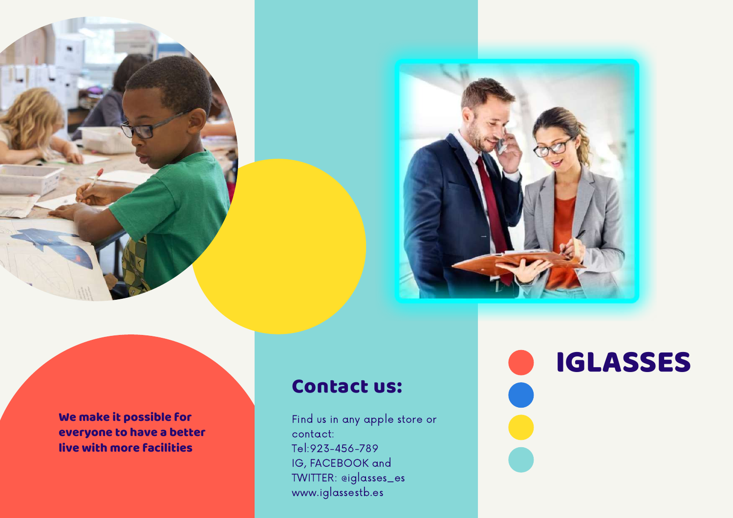**We make it possible for everyone to have a better live with more facilities**

## Contact us:

Find us in any apple store or contact:
Tel:923-456-789
IG, FACEBOOK and TWITTER: @iglasses_es
www.iglassestb.es

# IGLASSES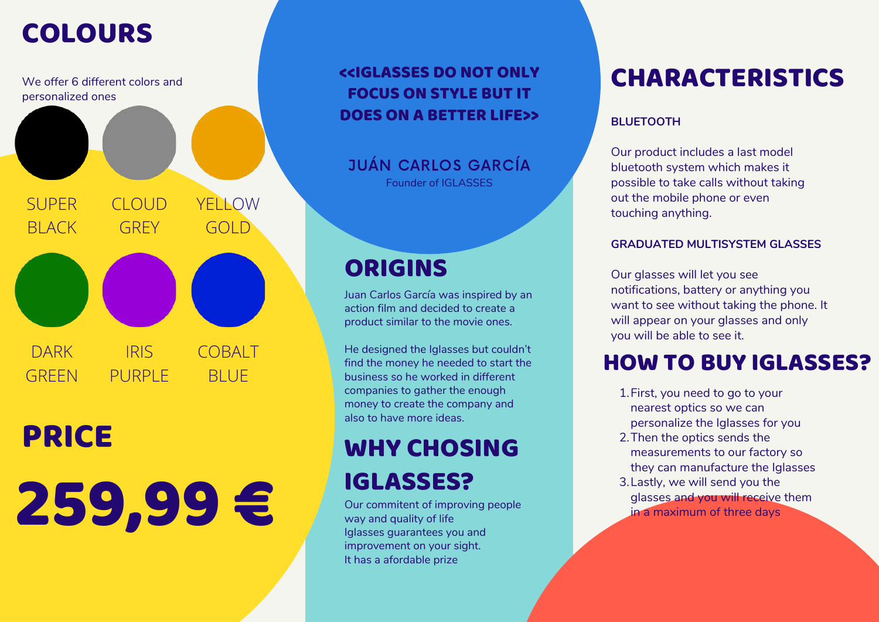# COLOURS

We offer 6 different colors and personalized ones

SUPER BLACK

CLOUD GREY

YELLOW GOLD

DARK GREEN

IRIS PURPLE

COBALT BLUE

# PRICE

# 259,99 €

**<<IGLASSES DO NOT ONLY FOCUS ON STYLE BUT IT DOES ON A BETTER LIFE>>**

JUÁN CARLOS GARCÍA
Founder of IGLASSES

# ORIGINS

Juan Carlos García was inspired by an action film and decided to create a product similar to the movie ones.

He designed the Iglasses but couldn't find the money he needed to start the business so he worked in different companies to gather the enough money to create the company and also to have more ideas.

# WHY CHOSING IGLASSES?

Our commitent of improving people way and quality of life
Iglasses guarantees you and improvement on your sight.
It has a afordable prize

# CHARACTERISTICS

**BLUETOOTH**

Our product includes a last model bluetooth system which makes it possible to take calls without taking out the mobile phone or even touching anything.

**GRADUATED MULTISYSTEM GLASSES**

Our glasses will let you see notifications, battery or anything you want to see without taking the phone. It will appear on your glasses and only you will be able to see it.

# HOW TO BUY IGLASSES?

1. First, you need to go to your nearest optics so we can personalize the Iglasses for you
2. Then the optics sends the measurements to our factory so they can manufacture the Iglasses
3. Lastly, we will send you the glasses and you will receive them in a maximum of three days